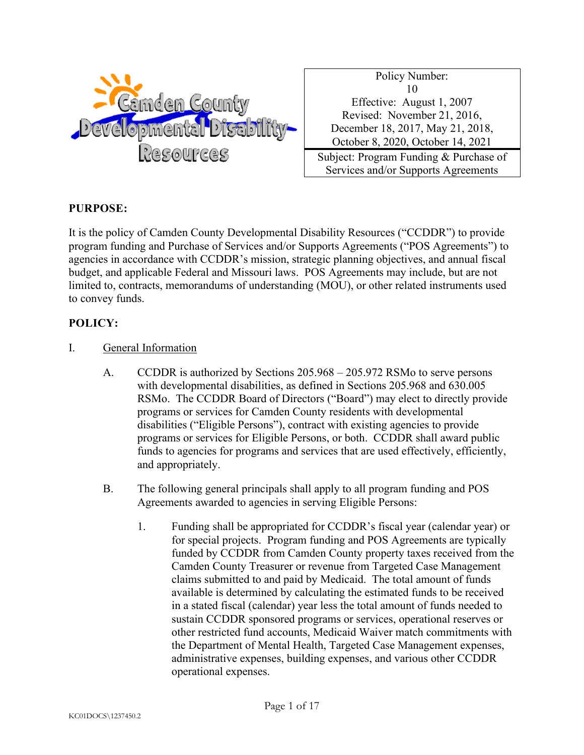Camden County Developmental Disability Resources

| Policy Number: 10<br>Effective: August 1, 2007<br>Revised: November 21, 2016, December 18, 2017, May 21, 2018, October 8, 2020, October 14, 2021 |
| --- |
| Subject: Program Funding & Purchase of Services and/or Supports Agreements |

## PURPOSE:

It is the policy of Camden County Developmental Disability Resources ("CCDDR") to provide program funding and Purchase of Services and/or Supports Agreements ("POS Agreements") to agencies in accordance with CCDDR's mission, strategic planning objectives, and annual fiscal budget, and applicable Federal and Missouri laws. POS Agreements may include, but are not limited to, contracts, memorandums of understanding (MOU), or other related instruments used to convey funds.

## POLICY:

I. General Information

A. CCDDR is authorized by Sections 205.968 – 205.972 RSMo to serve persons with developmental disabilities, as defined in Sections 205.968 and 630.005 RSMo. The CCDDR Board of Directors ("Board") may elect to directly provide programs or services for Camden County residents with developmental disabilities ("Eligible Persons"), contract with existing agencies to provide programs or services for Eligible Persons, or both. CCDDR shall award public funds to agencies for programs and services that are used effectively, efficiently, and appropriately.

B. The following general principals shall apply to all program funding and POS Agreements awarded to agencies in serving Eligible Persons:

1. Funding shall be appropriated for CCDDR's fiscal year (calendar year) or for special projects. Program funding and POS Agreements are typically funded by CCDDR from Camden County property taxes received from the Camden County Treasurer or revenue from Targeted Case Management claims submitted to and paid by Medicaid. The total amount of funds available is determined by calculating the estimated funds to be received in a stated fiscal (calendar) year less the total amount of funds needed to sustain CCDDR sponsored programs or services, operational reserves or other restricted fund accounts, Medicaid Waiver match commitments with the Department of Mental Health, Targeted Case Management expenses, administrative expenses, building expenses, and various other CCDDR operational expenses.

KC01DOCS\1237450.2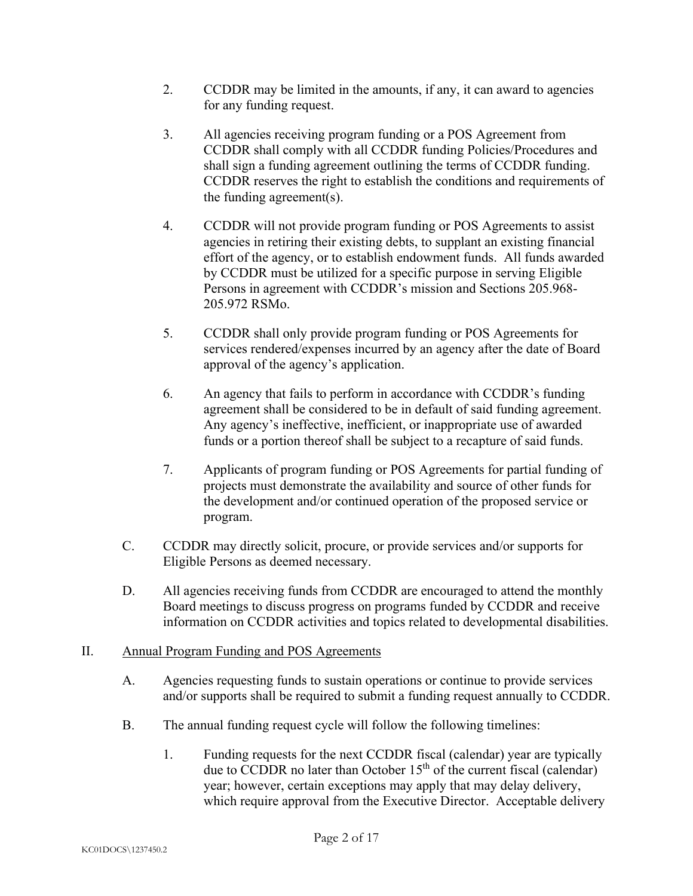2. CCDDR may be limited in the amounts, if any, it can award to agencies for any funding request.

3. All agencies receiving program funding or a POS Agreement from CCDDR shall comply with all CCDDR funding Policies/Procedures and shall sign a funding agreement outlining the terms of CCDDR funding. CCDDR reserves the right to establish the conditions and requirements of the funding agreement(s).

4. CCDDR will not provide program funding or POS Agreements to assist agencies in retiring their existing debts, to supplant an existing financial effort of the agency, or to establish endowment funds. All funds awarded by CCDDR must be utilized for a specific purpose in serving Eligible Persons in agreement with CCDDR's mission and Sections 205.968-205.972 RSMo.

5. CCDDR shall only provide program funding or POS Agreements for services rendered/expenses incurred by an agency after the date of Board approval of the agency's application.

6. An agency that fails to perform in accordance with CCDDR's funding agreement shall be considered to be in default of said funding agreement. Any agency's ineffective, inefficient, or inappropriate use of awarded funds or a portion thereof shall be subject to a recapture of said funds.

7. Applicants of program funding or POS Agreements for partial funding of projects must demonstrate the availability and source of other funds for the development and/or continued operation of the proposed service or program.

C. CCDDR may directly solicit, procure, or provide services and/or supports for Eligible Persons as deemed necessary.

D. All agencies receiving funds from CCDDR are encouraged to attend the monthly Board meetings to discuss progress on programs funded by CCDDR and receive information on CCDDR activities and topics related to developmental disabilities.

II. <u>Annual Program Funding and POS Agreements</u>

A. Agencies requesting funds to sustain operations or continue to provide services and/or supports shall be required to submit a funding request annually to CCDDR.

B. The annual funding request cycle will follow the following timelines:

1. Funding requests for the next CCDDR fiscal (calendar) year are typically due to CCDDR no later than October 15th of the current fiscal (calendar) year; however, certain exceptions may apply that may delay delivery, which require approval from the Executive Director. Acceptable delivery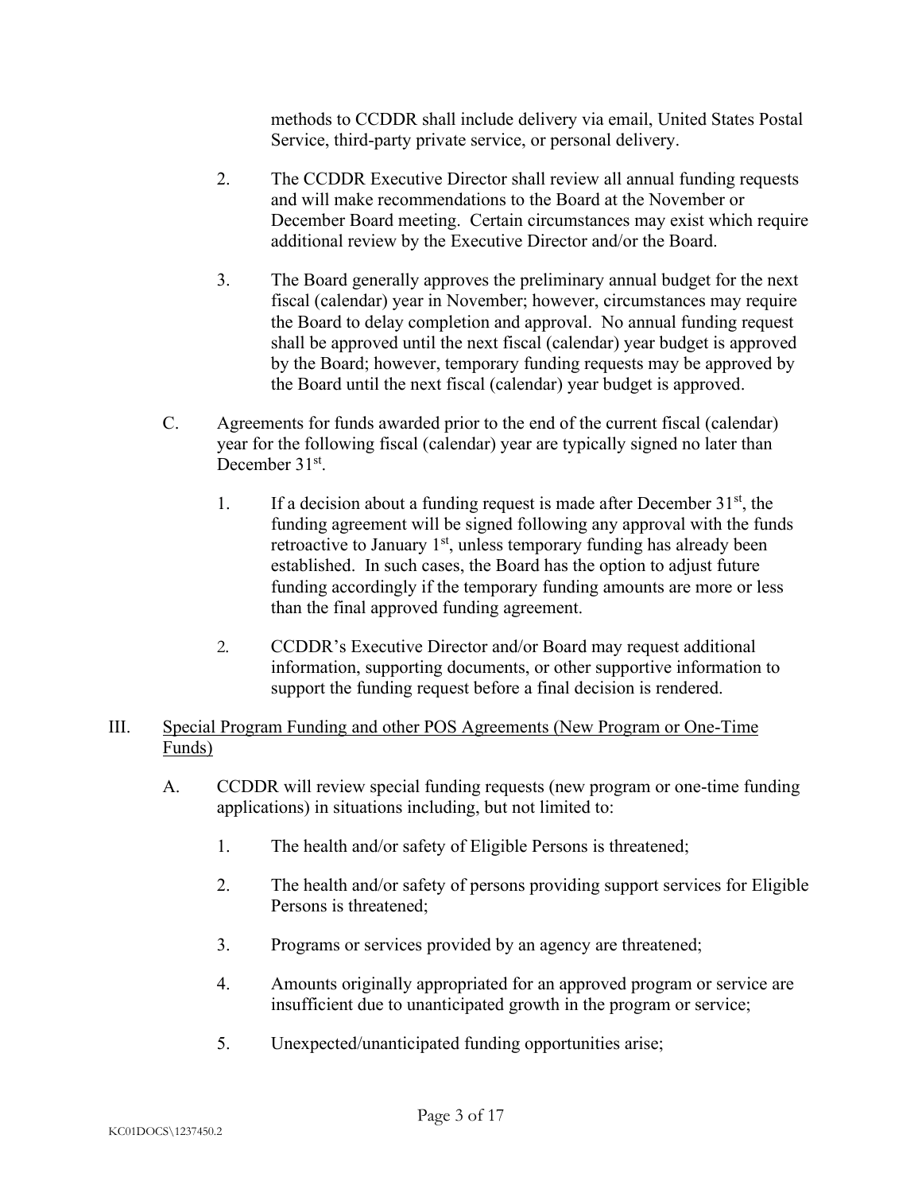methods to CCDDR shall include delivery via email, United States Postal Service, third-party private service, or personal delivery.

2. The CCDDR Executive Director shall review all annual funding requests and will make recommendations to the Board at the November or December Board meeting. Certain circumstances may exist which require additional review by the Executive Director and/or the Board.

3. The Board generally approves the preliminary annual budget for the next fiscal (calendar) year in November; however, circumstances may require the Board to delay completion and approval. No annual funding request shall be approved until the next fiscal (calendar) year budget is approved by the Board; however, temporary funding requests may be approved by the Board until the next fiscal (calendar) year budget is approved.

C. Agreements for funds awarded prior to the end of the current fiscal (calendar) year for the following fiscal (calendar) year are typically signed no later than December 31st.

1. If a decision about a funding request is made after December 31st, the funding agreement will be signed following any approval with the funds retroactive to January 1st, unless temporary funding has already been established. In such cases, the Board has the option to adjust future funding accordingly if the temporary funding amounts are more or less than the final approved funding agreement.

2. CCDDR's Executive Director and/or Board may request additional information, supporting documents, or other supportive information to support the funding request before a final decision is rendered.

III. <u>Special Program Funding and other POS Agreements (New Program or One-Time Funds)</u>

A. CCDDR will review special funding requests (new program or one-time funding applications) in situations including, but not limited to:

1. The health and/or safety of Eligible Persons is threatened;

2. The health and/or safety of persons providing support services for Eligible Persons is threatened;

3. Programs or services provided by an agency are threatened;

4. Amounts originally appropriated for an approved program or service are insufficient due to unanticipated growth in the program or service;

5. Unexpected/unanticipated funding opportunities arise;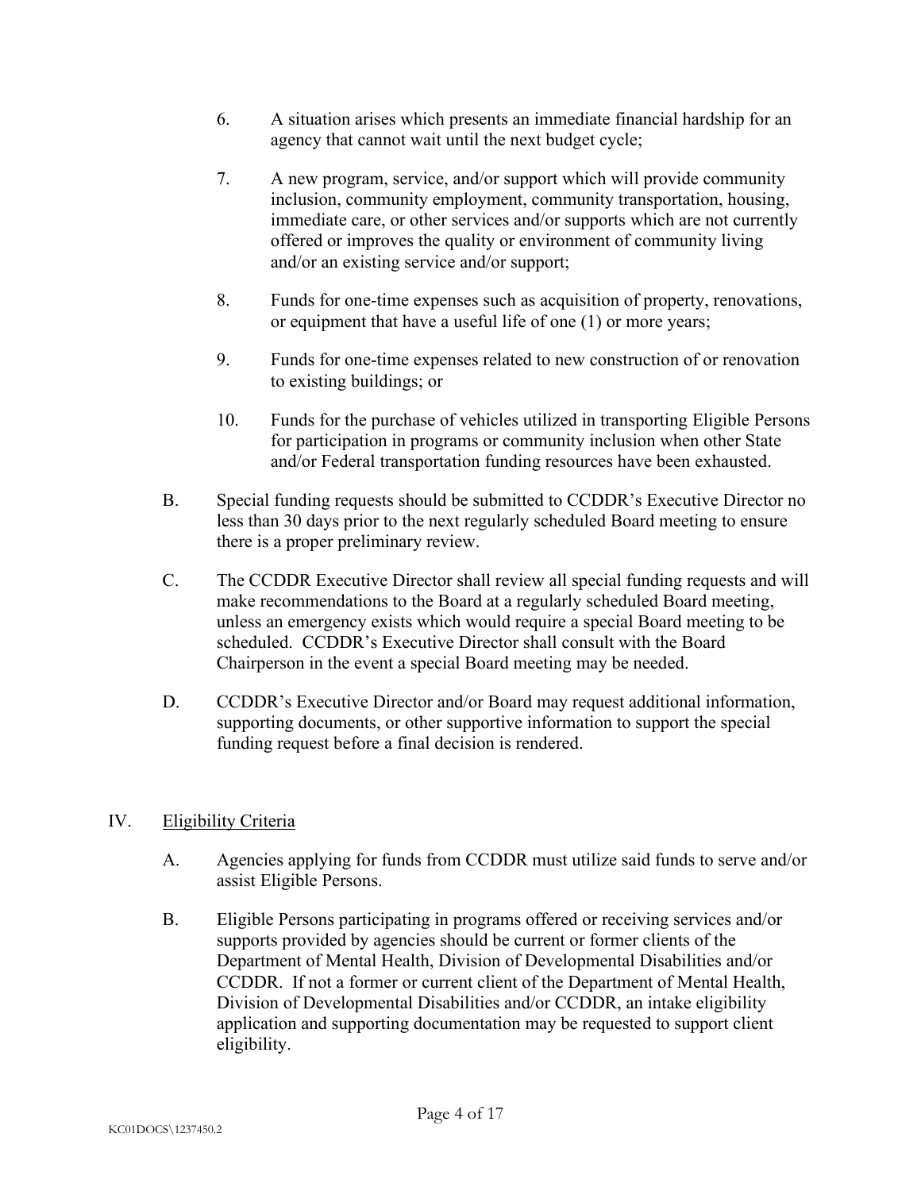6. A situation arises which presents an immediate financial hardship for an agency that cannot wait until the next budget cycle;

7. A new program, service, and/or support which will provide community inclusion, community employment, community transportation, housing, immediate care, or other services and/or supports which are not currently offered or improves the quality or environment of community living and/or an existing service and/or support;

8. Funds for one-time expenses such as acquisition of property, renovations, or equipment that have a useful life of one (1) or more years;

9. Funds for one-time expenses related to new construction of or renovation to existing buildings; or

10. Funds for the purchase of vehicles utilized in transporting Eligible Persons for participation in programs or community inclusion when other State and/or Federal transportation funding resources have been exhausted.

B. Special funding requests should be submitted to CCDDR's Executive Director no less than 30 days prior to the next regularly scheduled Board meeting to ensure there is a proper preliminary review.

C. The CCDDR Executive Director shall review all special funding requests and will make recommendations to the Board at a regularly scheduled Board meeting, unless an emergency exists which would require a special Board meeting to be scheduled. CCDDR's Executive Director shall consult with the Board Chairperson in the event a special Board meeting may be needed.

D. CCDDR's Executive Director and/or Board may request additional information, supporting documents, or other supportive information to support the special funding request before a final decision is rendered.

## IV. Eligibility Criteria

A. Agencies applying for funds from CCDDR must utilize said funds to serve and/or assist Eligible Persons.

B. Eligible Persons participating in programs offered or receiving services and/or supports provided by agencies should be current or former clients of the Department of Mental Health, Division of Developmental Disabilities and/or CCDDR. If not a former or current client of the Department of Mental Health, Division of Developmental Disabilities and/or CCDDR, an intake eligibility application and supporting documentation may be requested to support client eligibility.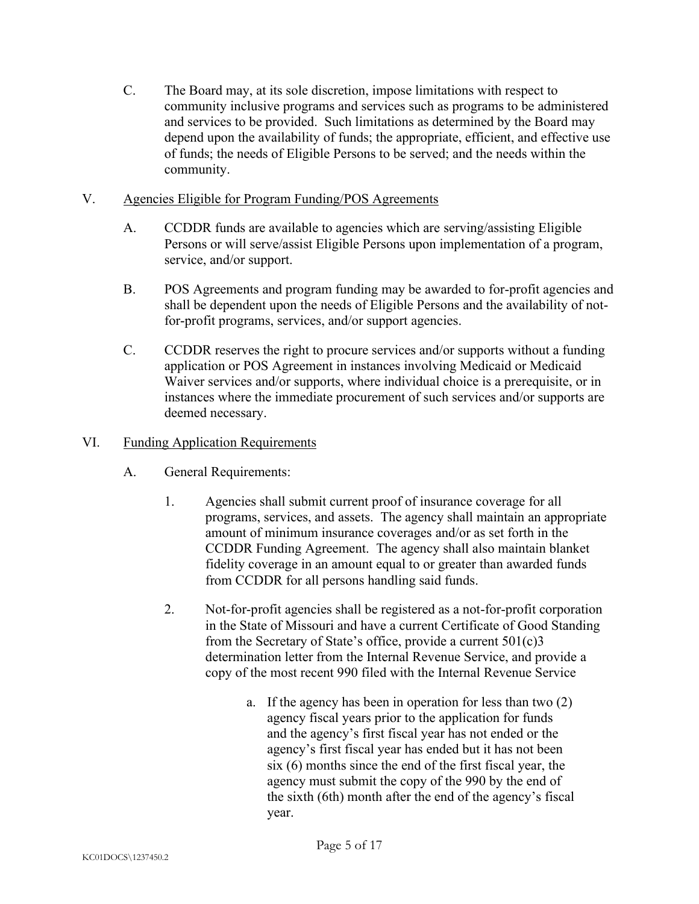C. The Board may, at its sole discretion, impose limitations with respect to community inclusive programs and services such as programs to be administered and services to be provided. Such limitations as determined by the Board may depend upon the availability of funds; the appropriate, efficient, and effective use of funds; the needs of Eligible Persons to be served; and the needs within the community.

V. <u>Agencies Eligible for Program Funding/POS Agreements</u>

A. CCDDR funds are available to agencies which are serving/assisting Eligible Persons or will serve/assist Eligible Persons upon implementation of a program, service, and/or support.

B. POS Agreements and program funding may be awarded to for-profit agencies and shall be dependent upon the needs of Eligible Persons and the availability of not-for-profit programs, services, and/or support agencies.

C. CCDDR reserves the right to procure services and/or supports without a funding application or POS Agreement in instances involving Medicaid or Medicaid Waiver services and/or supports, where individual choice is a prerequisite, or in instances where the immediate procurement of such services and/or supports are deemed necessary.

VI. <u>Funding Application Requirements</u>

A. General Requirements:

1. Agencies shall submit current proof of insurance coverage for all programs, services, and assets. The agency shall maintain an appropriate amount of minimum insurance coverages and/or as set forth in the CCDDR Funding Agreement. The agency shall also maintain blanket fidelity coverage in an amount equal to or greater than awarded funds from CCDDR for all persons handling said funds.

2. Not-for-profit agencies shall be registered as a not-for-profit corporation in the State of Missouri and have a current Certificate of Good Standing from the Secretary of State's office, provide a current 501(c)3 determination letter from the Internal Revenue Service, and provide a copy of the most recent 990 filed with the Internal Revenue Service

   a. If the agency has been in operation for less than two (2) agency fiscal years prior to the application for funds and the agency's first fiscal year has not ended or the agency's first fiscal year has ended but it has not been six (6) months since the end of the first fiscal year, the agency must submit the copy of the 990 by the end of the sixth (6th) month after the end of the agency's fiscal year.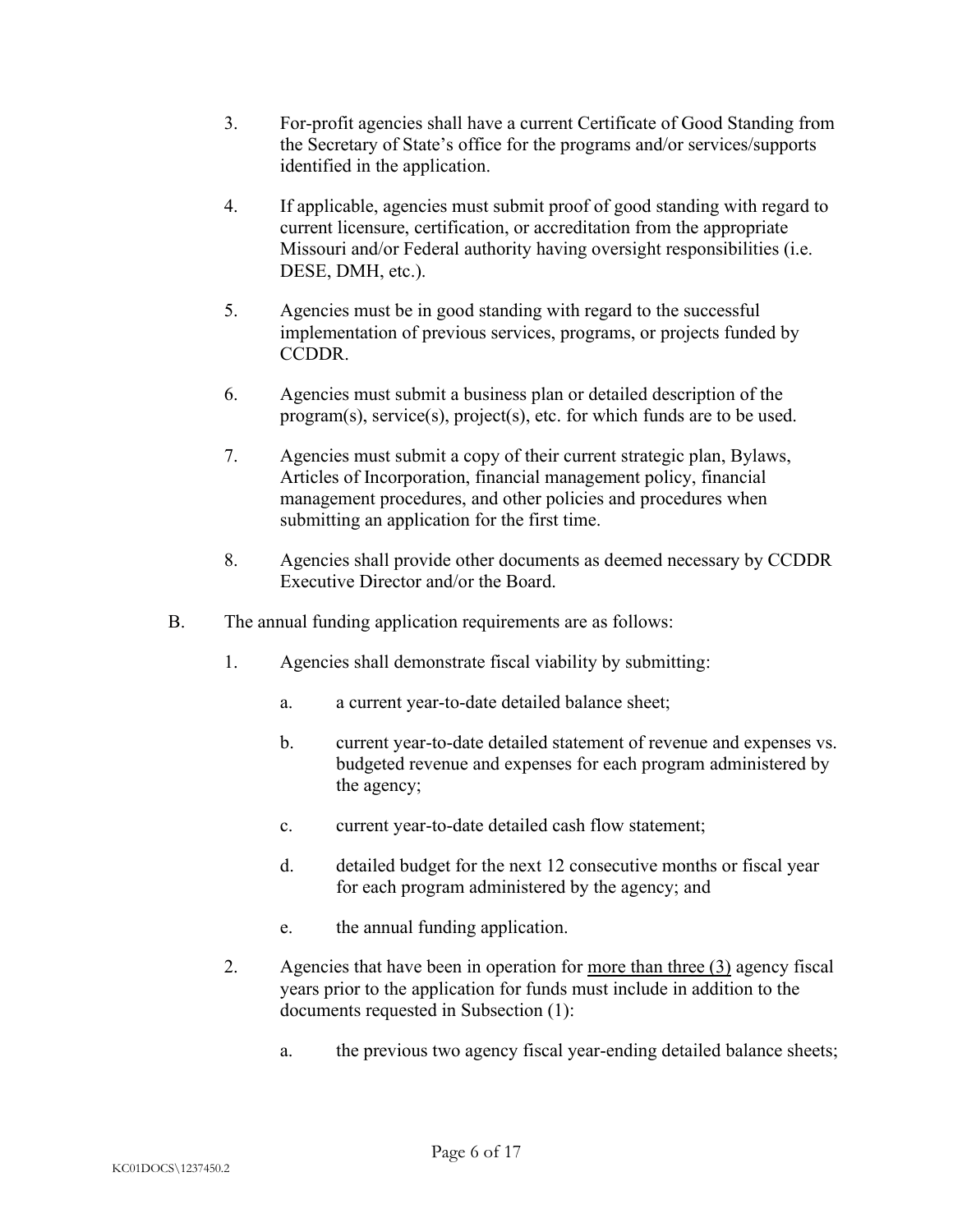3. For-profit agencies shall have a current Certificate of Good Standing from the Secretary of State's office for the programs and/or services/supports identified in the application.

4. If applicable, agencies must submit proof of good standing with regard to current licensure, certification, or accreditation from the appropriate Missouri and/or Federal authority having oversight responsibilities (i.e. DESE, DMH, etc.).

5. Agencies must be in good standing with regard to the successful implementation of previous services, programs, or projects funded by CCDDR.

6. Agencies must submit a business plan or detailed description of the program(s), service(s), project(s), etc. for which funds are to be used.

7. Agencies must submit a copy of their current strategic plan, Bylaws, Articles of Incorporation, financial management policy, financial management procedures, and other policies and procedures when submitting an application for the first time.

8. Agencies shall provide other documents as deemed necessary by CCDDR Executive Director and/or the Board.

B. The annual funding application requirements are as follows:

   1. Agencies shall demonstrate fiscal viability by submitting:

      a. a current year-to-date detailed balance sheet;

      b. current year-to-date detailed statement of revenue and expenses vs. budgeted revenue and expenses for each program administered by the agency;

      c. current year-to-date detailed cash flow statement;

      d. detailed budget for the next 12 consecutive months or fiscal year for each program administered by the agency; and

      e. the annual funding application.

   2. Agencies that have been in operation for <u>more than three (3)</u> agency fiscal years prior to the application for funds must include in addition to the documents requested in Subsection (1):

      a. the previous two agency fiscal year-ending detailed balance sheets;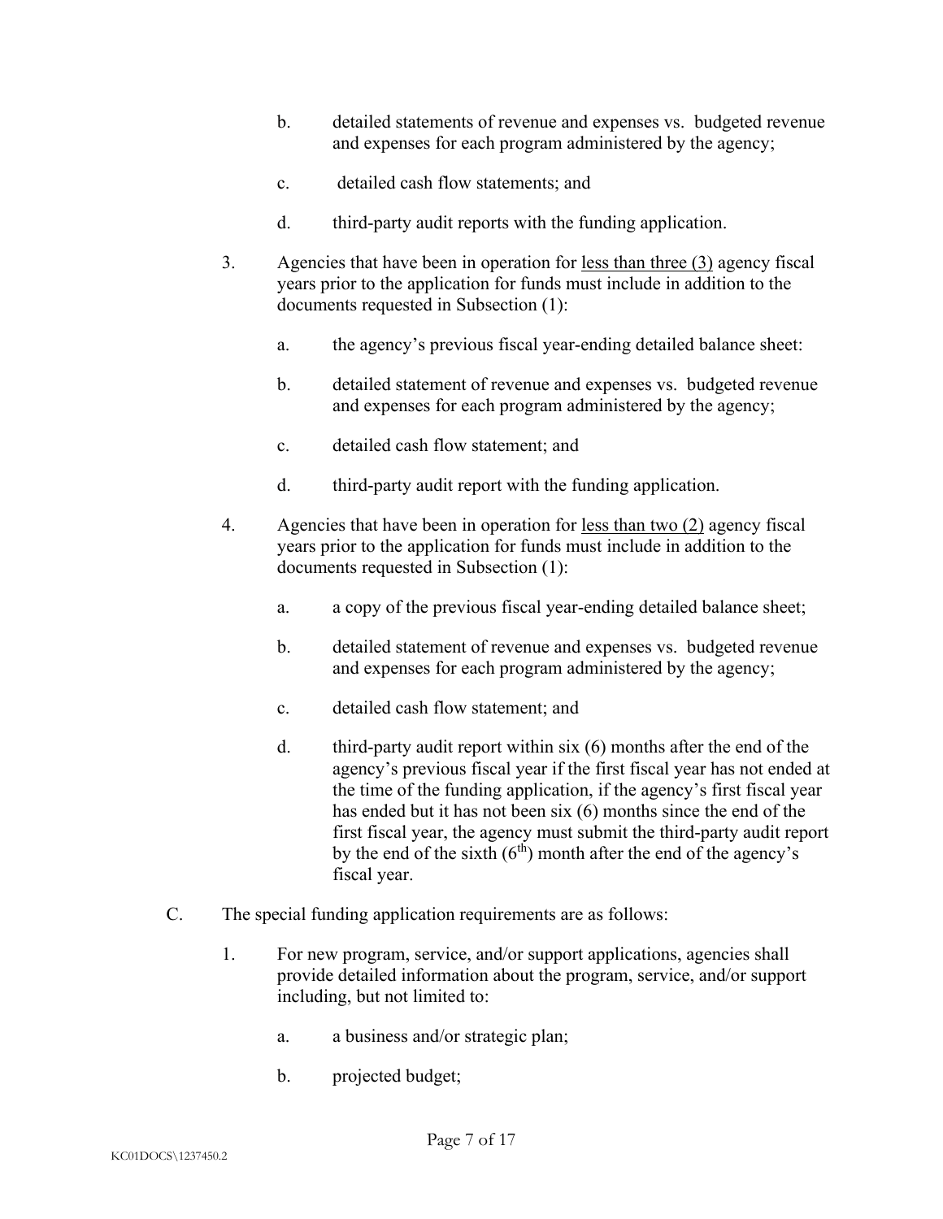b. detailed statements of revenue and expenses vs. budgeted revenue and expenses for each program administered by the agency;

c. detailed cash flow statements; and

d. third-party audit reports with the funding application.

3. Agencies that have been in operation for <u>less than three (3)</u> agency fiscal years prior to the application for funds must include in addition to the documents requested in Subsection (1):

   a. the agency's previous fiscal year-ending detailed balance sheet:

   b. detailed statement of revenue and expenses vs. budgeted revenue and expenses for each program administered by the agency;

   c. detailed cash flow statement; and

   d. third-party audit report with the funding application.

4. Agencies that have been in operation for <u>less than two (2)</u> agency fiscal years prior to the application for funds must include in addition to the documents requested in Subsection (1):

   a. a copy of the previous fiscal year-ending detailed balance sheet;

   b. detailed statement of revenue and expenses vs. budgeted revenue and expenses for each program administered by the agency;

   c. detailed cash flow statement; and

   d. third-party audit report within six (6) months after the end of the agency's previous fiscal year if the first fiscal year has not ended at the time of the funding application, if the agency's first fiscal year has ended but it has not been six (6) months since the end of the first fiscal year, the agency must submit the third-party audit report by the end of the sixth (6th) month after the end of the agency's fiscal year.

C. The special funding application requirements are as follows:

   1. For new program, service, and/or support applications, agencies shall provide detailed information about the program, service, and/or support including, but not limited to:

      a. a business and/or strategic plan;

      b. projected budget;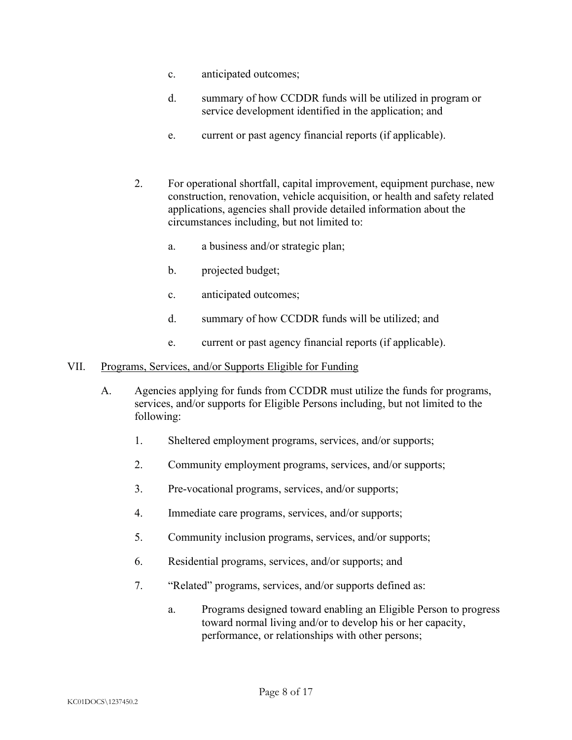c. anticipated outcomes;

d. summary of how CCDDR funds will be utilized in program or service development identified in the application; and

e. current or past agency financial reports (if applicable).

2. For operational shortfall, capital improvement, equipment purchase, new construction, renovation, vehicle acquisition, or health and safety related applications, agencies shall provide detailed information about the circumstances including, but not limited to:

   a. a business and/or strategic plan;

   b. projected budget;

   c. anticipated outcomes;

   d. summary of how CCDDR funds will be utilized; and

   e. current or past agency financial reports (if applicable).

VII. <u>Programs, Services, and/or Supports Eligible for Funding</u>

A. Agencies applying for funds from CCDDR must utilize the funds for programs, services, and/or supports for Eligible Persons including, but not limited to the following:

1. Sheltered employment programs, services, and/or supports;

2. Community employment programs, services, and/or supports;

3. Pre-vocational programs, services, and/or supports;

4. Immediate care programs, services, and/or supports;

5. Community inclusion programs, services, and/or supports;

6. Residential programs, services, and/or supports; and

7. "Related" programs, services, and/or supports defined as:

   a. Programs designed toward enabling an Eligible Person to progress toward normal living and/or to develop his or her capacity, performance, or relationships with other persons;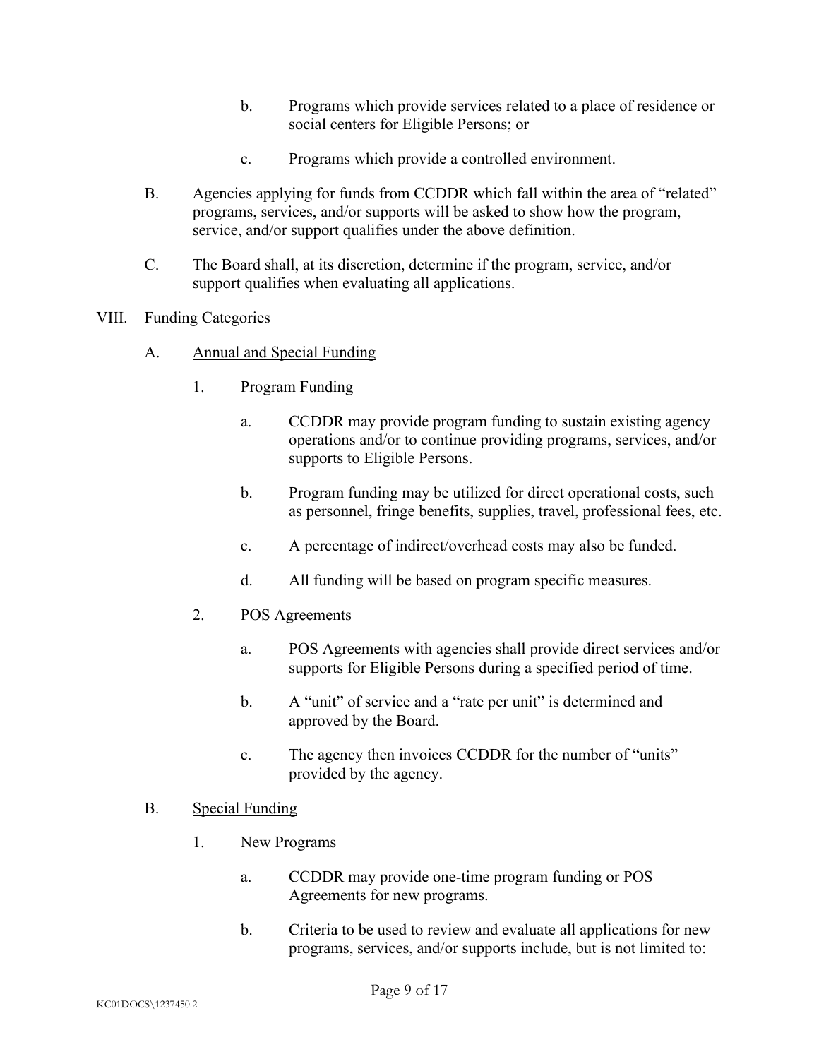b. Programs which provide services related to a place of residence or social centers for Eligible Persons; or

c. Programs which provide a controlled environment.

B. Agencies applying for funds from CCDDR which fall within the area of "related" programs, services, and/or supports will be asked to show how the program, service, and/or support qualifies under the above definition.

C. The Board shall, at its discretion, determine if the program, service, and/or support qualifies when evaluating all applications.

VIII. <u>Funding Categories</u>

A. <u>Annual and Special Funding</u>

1. Program Funding

a. CCDDR may provide program funding to sustain existing agency operations and/or to continue providing programs, services, and/or supports to Eligible Persons.

b. Program funding may be utilized for direct operational costs, such as personnel, fringe benefits, supplies, travel, professional fees, etc.

c. A percentage of indirect/overhead costs may also be funded.

d. All funding will be based on program specific measures.

2. POS Agreements

a. POS Agreements with agencies shall provide direct services and/or supports for Eligible Persons during a specified period of time.

b. A "unit" of service and a "rate per unit" is determined and approved by the Board.

c. The agency then invoices CCDDR for the number of "units" provided by the agency.

B. <u>Special Funding</u>

1. New Programs

a. CCDDR may provide one-time program funding or POS Agreements for new programs.

b. Criteria to be used to review and evaluate all applications for new programs, services, and/or supports include, but is not limited to: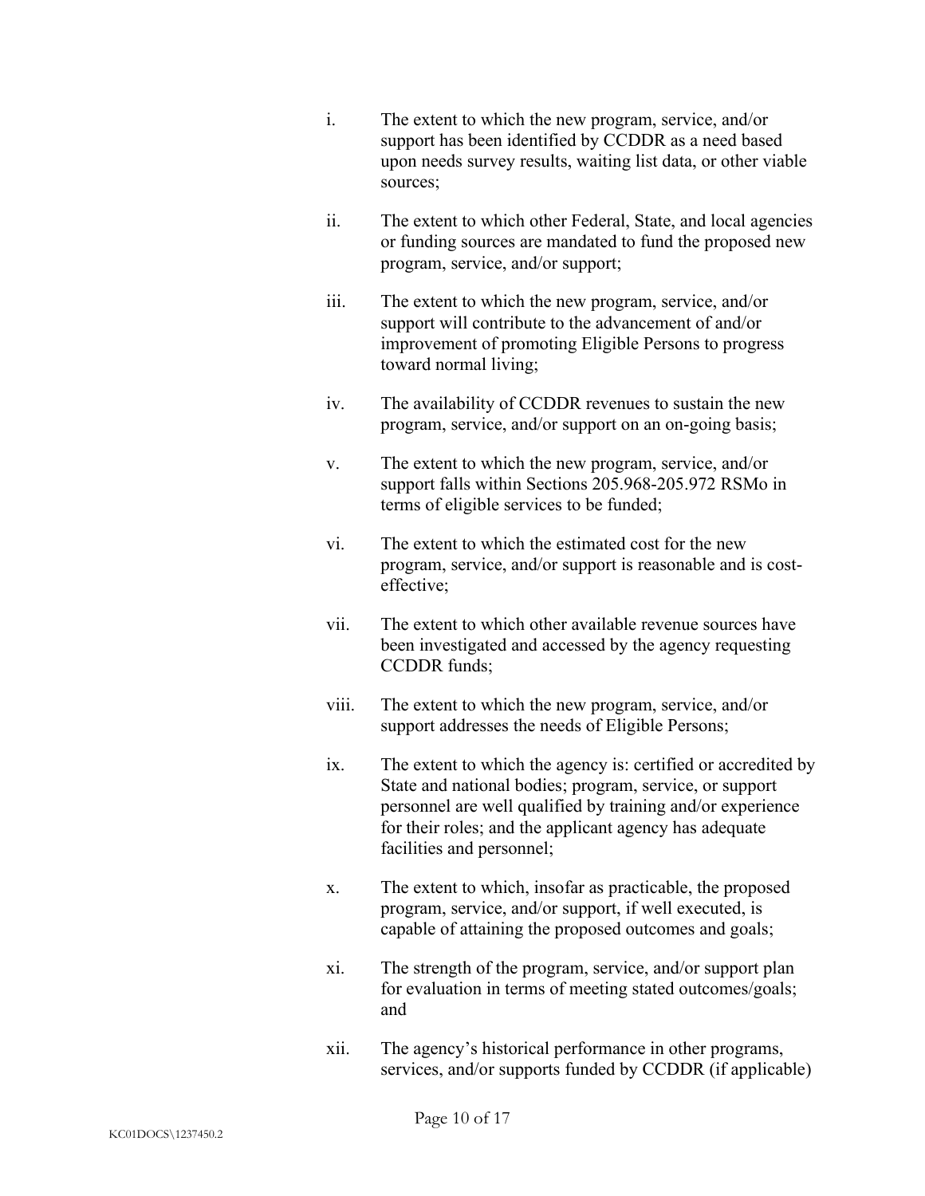i. The extent to which the new program, service, and/or support has been identified by CCDDR as a need based upon needs survey results, waiting list data, or other viable sources;

ii. The extent to which other Federal, State, and local agencies or funding sources are mandated to fund the proposed new program, service, and/or support;

iii. The extent to which the new program, service, and/or support will contribute to the advancement of and/or improvement of promoting Eligible Persons to progress toward normal living;

iv. The availability of CCDDR revenues to sustain the new program, service, and/or support on an on-going basis;

v. The extent to which the new program, service, and/or support falls within Sections 205.968-205.972 RSMo in terms of eligible services to be funded;

vi. The extent to which the estimated cost for the new program, service, and/or support is reasonable and is cost-effective;

vii. The extent to which other available revenue sources have been investigated and accessed by the agency requesting CCDDR funds;

viii. The extent to which the new program, service, and/or support addresses the needs of Eligible Persons;

ix. The extent to which the agency is: certified or accredited by State and national bodies; program, service, or support personnel are well qualified by training and/or experience for their roles; and the applicant agency has adequate facilities and personnel;

x. The extent to which, insofar as practicable, the proposed program, service, and/or support, if well executed, is capable of attaining the proposed outcomes and goals;

xi. The strength of the program, service, and/or support plan for evaluation in terms of meeting stated outcomes/goals; and

xii. The agency's historical performance in other programs, services, and/or supports funded by CCDDR (if applicable)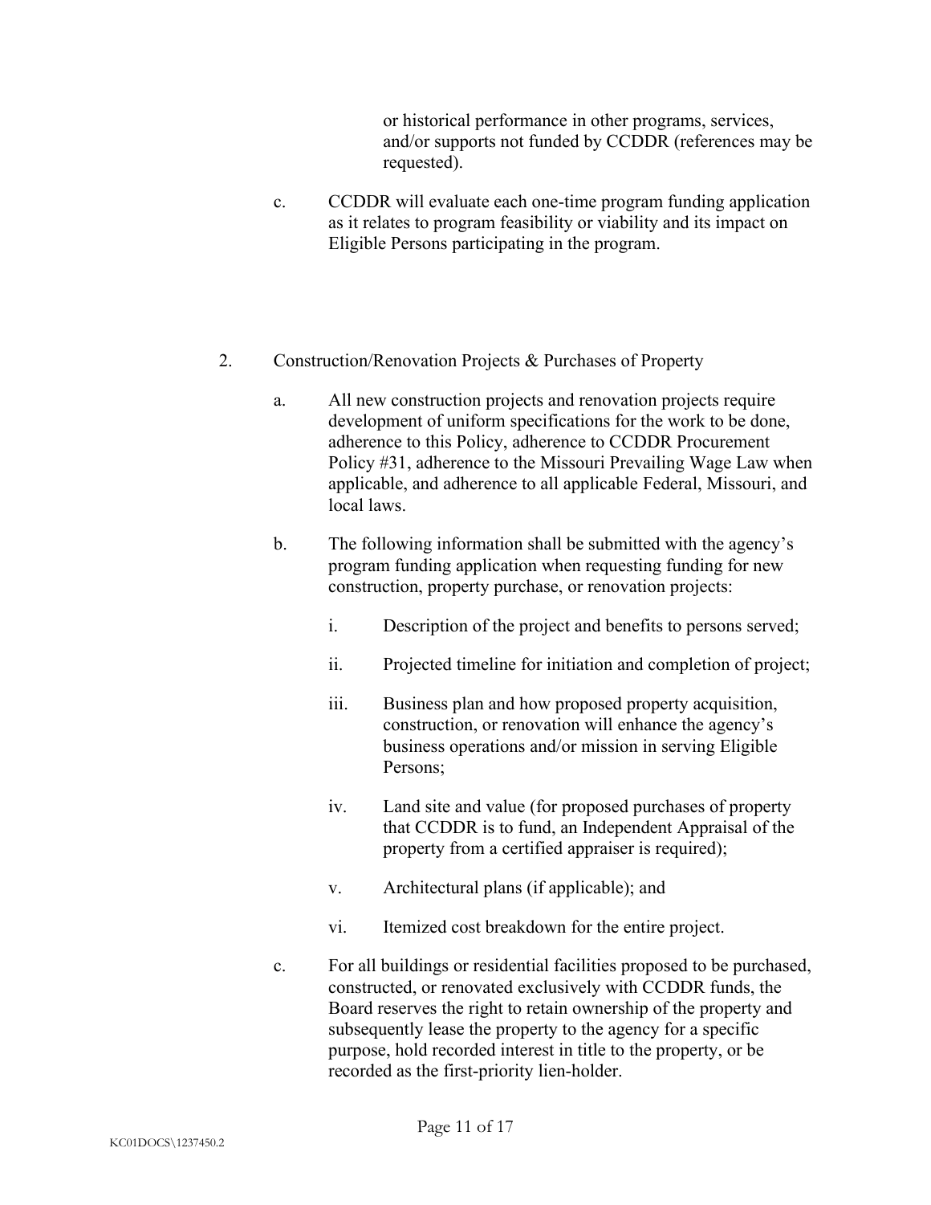or historical performance in other programs, services, and/or supports not funded by CCDDR (references may be requested).

c. CCDDR will evaluate each one-time program funding application as it relates to program feasibility or viability and its impact on Eligible Persons participating in the program.

2. Construction/Renovation Projects & Purchases of Property

   a. All new construction projects and renovation projects require development of uniform specifications for the work to be done, adherence to this Policy, adherence to CCDDR Procurement Policy #31, adherence to the Missouri Prevailing Wage Law when applicable, and adherence to all applicable Federal, Missouri, and local laws.

   b. The following information shall be submitted with the agency's program funding application when requesting funding for new construction, property purchase, or renovation projects:

      i. Description of the project and benefits to persons served;

      ii. Projected timeline for initiation and completion of project;

      iii. Business plan and how proposed property acquisition, construction, or renovation will enhance the agency's business operations and/or mission in serving Eligible Persons;

      iv. Land site and value (for proposed purchases of property that CCDDR is to fund, an Independent Appraisal of the property from a certified appraiser is required);

      v. Architectural plans (if applicable); and

      vi. Itemized cost breakdown for the entire project.

   c. For all buildings or residential facilities proposed to be purchased, constructed, or renovated exclusively with CCDDR funds, the Board reserves the right to retain ownership of the property and subsequently lease the property to the agency for a specific purpose, hold recorded interest in title to the property, or be recorded as the first-priority lien-holder.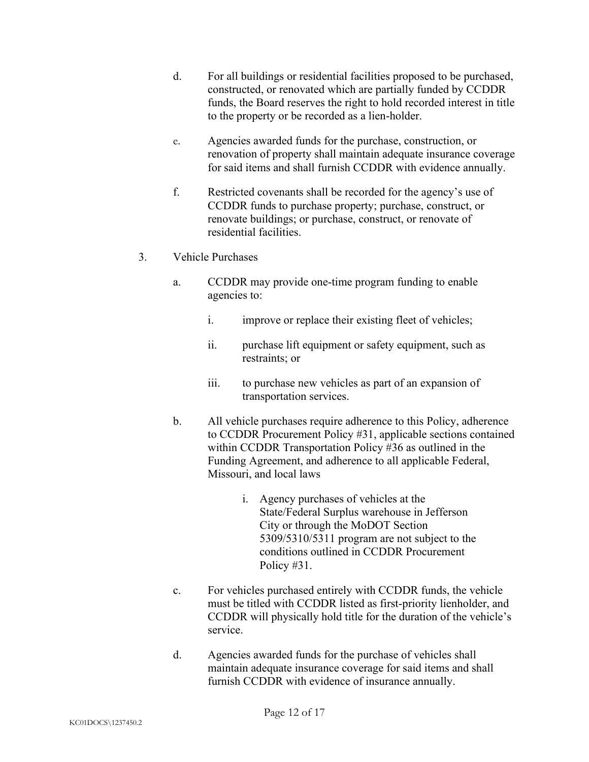d. For all buildings or residential facilities proposed to be purchased, constructed, or renovated which are partially funded by CCDDR funds, the Board reserves the right to hold recorded interest in title to the property or be recorded as a lien-holder.

e. Agencies awarded funds for the purchase, construction, or renovation of property shall maintain adequate insurance coverage for said items and shall furnish CCDDR with evidence annually.

f. Restricted covenants shall be recorded for the agency's use of CCDDR funds to purchase property; purchase, construct, or renovate buildings; or purchase, construct, or renovate of residential facilities.

3. Vehicle Purchases

   a. CCDDR may provide one-time program funding to enable agencies to:

      i. improve or replace their existing fleet of vehicles;

      ii. purchase lift equipment or safety equipment, such as restraints; or

      iii. to purchase new vehicles as part of an expansion of transportation services.

   b. All vehicle purchases require adherence to this Policy, adherence to CCDDR Procurement Policy #31, applicable sections contained within CCDDR Transportation Policy #36 as outlined in the Funding Agreement, and adherence to all applicable Federal, Missouri, and local laws

      i. Agency purchases of vehicles at the State/Federal Surplus warehouse in Jefferson City or through the MoDOT Section 5309/5310/5311 program are not subject to the conditions outlined in CCDDR Procurement Policy #31.

   c. For vehicles purchased entirely with CCDDR funds, the vehicle must be titled with CCDDR listed as first-priority lienholder, and CCDDR will physically hold title for the duration of the vehicle's service.

   d. Agencies awarded funds for the purchase of vehicles shall maintain adequate insurance coverage for said items and shall furnish CCDDR with evidence of insurance annually.

KC01DOCS\1237450.2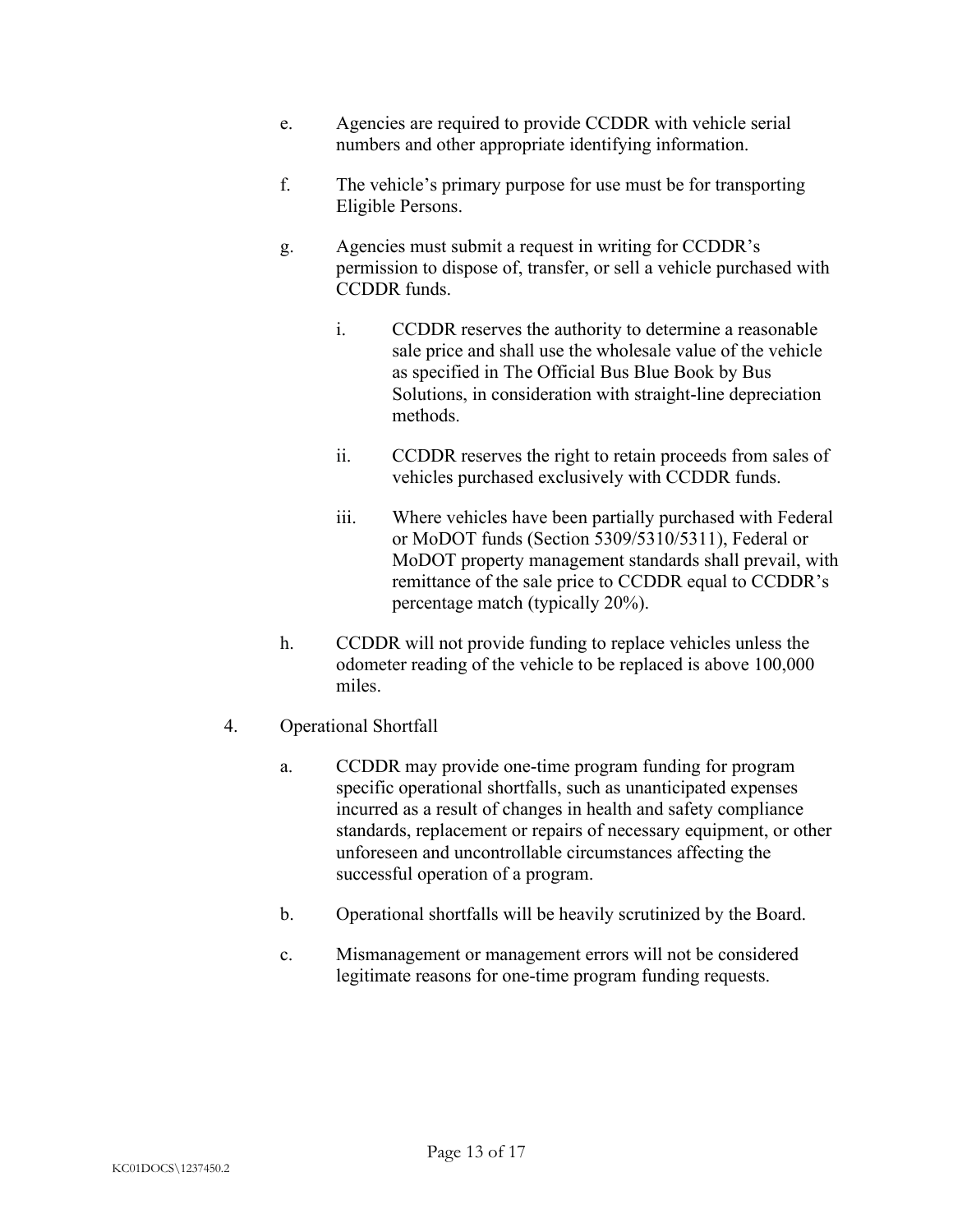e. Agencies are required to provide CCDDR with vehicle serial numbers and other appropriate identifying information.

f. The vehicle's primary purpose for use must be for transporting Eligible Persons.

g. Agencies must submit a request in writing for CCDDR's permission to dispose of, transfer, or sell a vehicle purchased with CCDDR funds.

   i. CCDDR reserves the authority to determine a reasonable sale price and shall use the wholesale value of the vehicle as specified in The Official Bus Blue Book by Bus Solutions, in consideration with straight-line depreciation methods.

   ii. CCDDR reserves the right to retain proceeds from sales of vehicles purchased exclusively with CCDDR funds.

   iii. Where vehicles have been partially purchased with Federal or MoDOT funds (Section 5309/5310/5311), Federal or MoDOT property management standards shall prevail, with remittance of the sale price to CCDDR equal to CCDDR's percentage match (typically 20%).

h. CCDDR will not provide funding to replace vehicles unless the odometer reading of the vehicle to be replaced is above 100,000 miles.

4. Operational Shortfall

   a. CCDDR may provide one-time program funding for program specific operational shortfalls, such as unanticipated expenses incurred as a result of changes in health and safety compliance standards, replacement or repairs of necessary equipment, or other unforeseen and uncontrollable circumstances affecting the successful operation of a program.

   b. Operational shortfalls will be heavily scrutinized by the Board.

   c. Mismanagement or management errors will not be considered legitimate reasons for one-time program funding requests.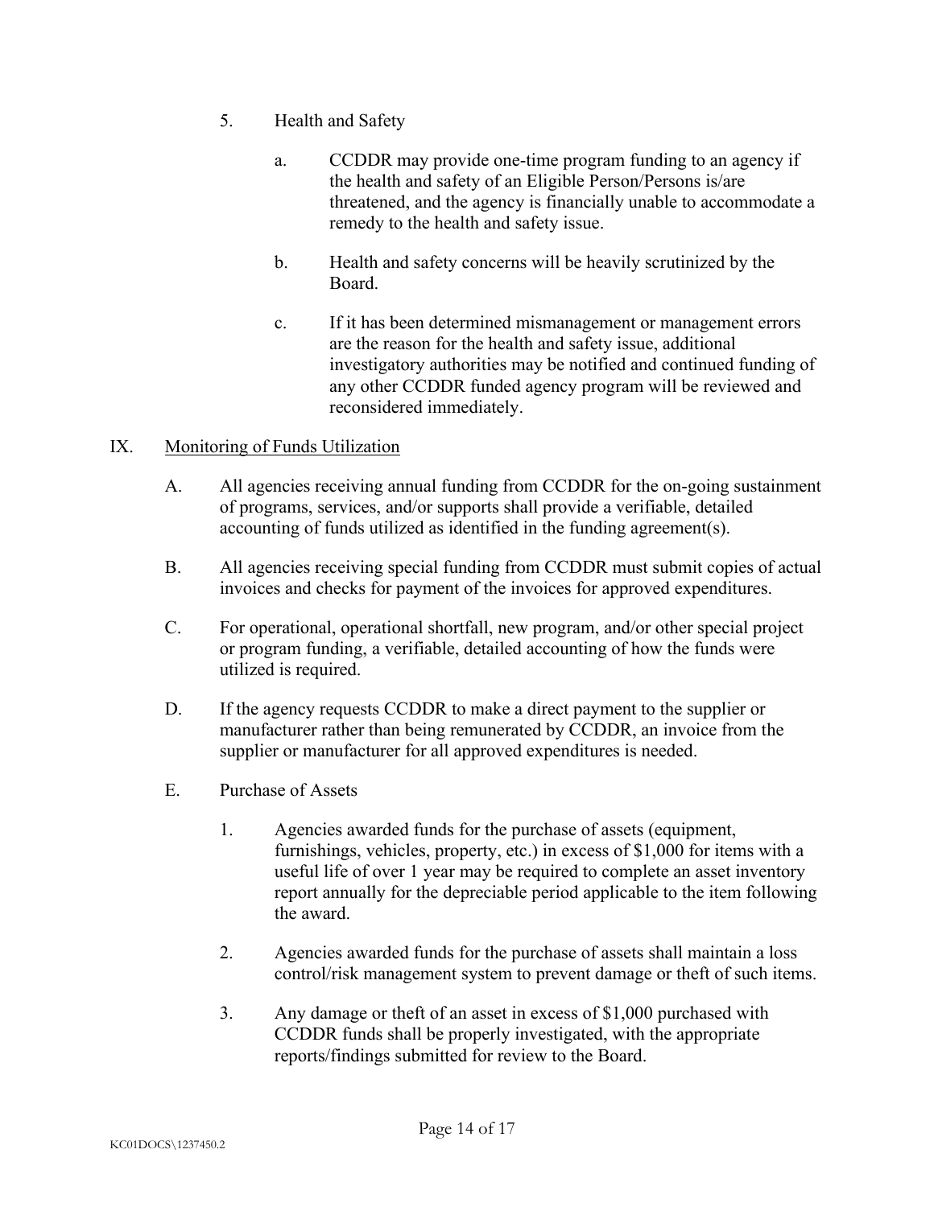5. Health and Safety

   a. CCDDR may provide one-time program funding to an agency if the health and safety of an Eligible Person/Persons is/are threatened, and the agency is financially unable to accommodate a remedy to the health and safety issue.

   b. Health and safety concerns will be heavily scrutinized by the Board.

   c. If it has been determined mismanagement or management errors are the reason for the health and safety issue, additional investigatory authorities may be notified and continued funding of any other CCDDR funded agency program will be reviewed and reconsidered immediately.

## IX. Monitoring of Funds Utilization

A. All agencies receiving annual funding from CCDDR for the on-going sustainment of programs, services, and/or supports shall provide a verifiable, detailed accounting of funds utilized as identified in the funding agreement(s).

B. All agencies receiving special funding from CCDDR must submit copies of actual invoices and checks for payment of the invoices for approved expenditures.

C. For operational, operational shortfall, new program, and/or other special project or program funding, a verifiable, detailed accounting of how the funds were utilized is required.

D. If the agency requests CCDDR to make a direct payment to the supplier or manufacturer rather than being remunerated by CCDDR, an invoice from the supplier or manufacturer for all approved expenditures is needed.

E. Purchase of Assets

   1. Agencies awarded funds for the purchase of assets (equipment, furnishings, vehicles, property, etc.) in excess of $1,000 for items with a useful life of over 1 year may be required to complete an asset inventory report annually for the depreciable period applicable to the item following the award.

   2. Agencies awarded funds for the purchase of assets shall maintain a loss control/risk management system to prevent damage or theft of such items.

   3. Any damage or theft of an asset in excess of $1,000 purchased with CCDDR funds shall be properly investigated, with the appropriate reports/findings submitted for review to the Board.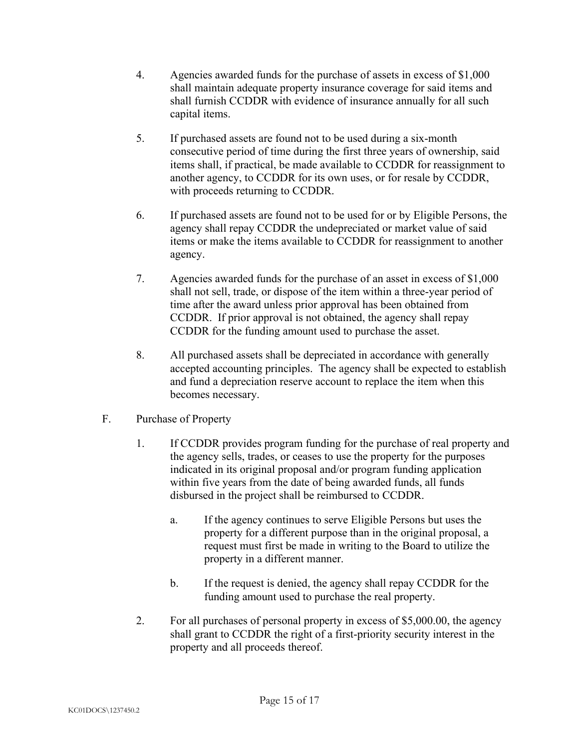4. Agencies awarded funds for the purchase of assets in excess of $1,000 shall maintain adequate property insurance coverage for said items and shall furnish CCDDR with evidence of insurance annually for all such capital items.

5. If purchased assets are found not to be used during a six-month consecutive period of time during the first three years of ownership, said items shall, if practical, be made available to CCDDR for reassignment to another agency, to CCDDR for its own uses, or for resale by CCDDR, with proceeds returning to CCDDR.

6. If purchased assets are found not to be used for or by Eligible Persons, the agency shall repay CCDDR the undepreciated or market value of said items or make the items available to CCDDR for reassignment to another agency.

7. Agencies awarded funds for the purchase of an asset in excess of $1,000 shall not sell, trade, or dispose of the item within a three-year period of time after the award unless prior approval has been obtained from CCDDR. If prior approval is not obtained, the agency shall repay CCDDR for the funding amount used to purchase the asset.

8. All purchased assets shall be depreciated in accordance with generally accepted accounting principles. The agency shall be expected to establish and fund a depreciation reserve account to replace the item when this becomes necessary.

F. Purchase of Property

1. If CCDDR provides program funding for the purchase of real property and the agency sells, trades, or ceases to use the property for the purposes indicated in its original proposal and/or program funding application within five years from the date of being awarded funds, all funds disbursed in the project shall be reimbursed to CCDDR.

    a. If the agency continues to serve Eligible Persons but uses the property for a different purpose than in the original proposal, a request must first be made in writing to the Board to utilize the property in a different manner.

    b. If the request is denied, the agency shall repay CCDDR for the funding amount used to purchase the real property.

2. For all purchases of personal property in excess of $5,000.00, the agency shall grant to CCDDR the right of a first-priority security interest in the property and all proceeds thereof.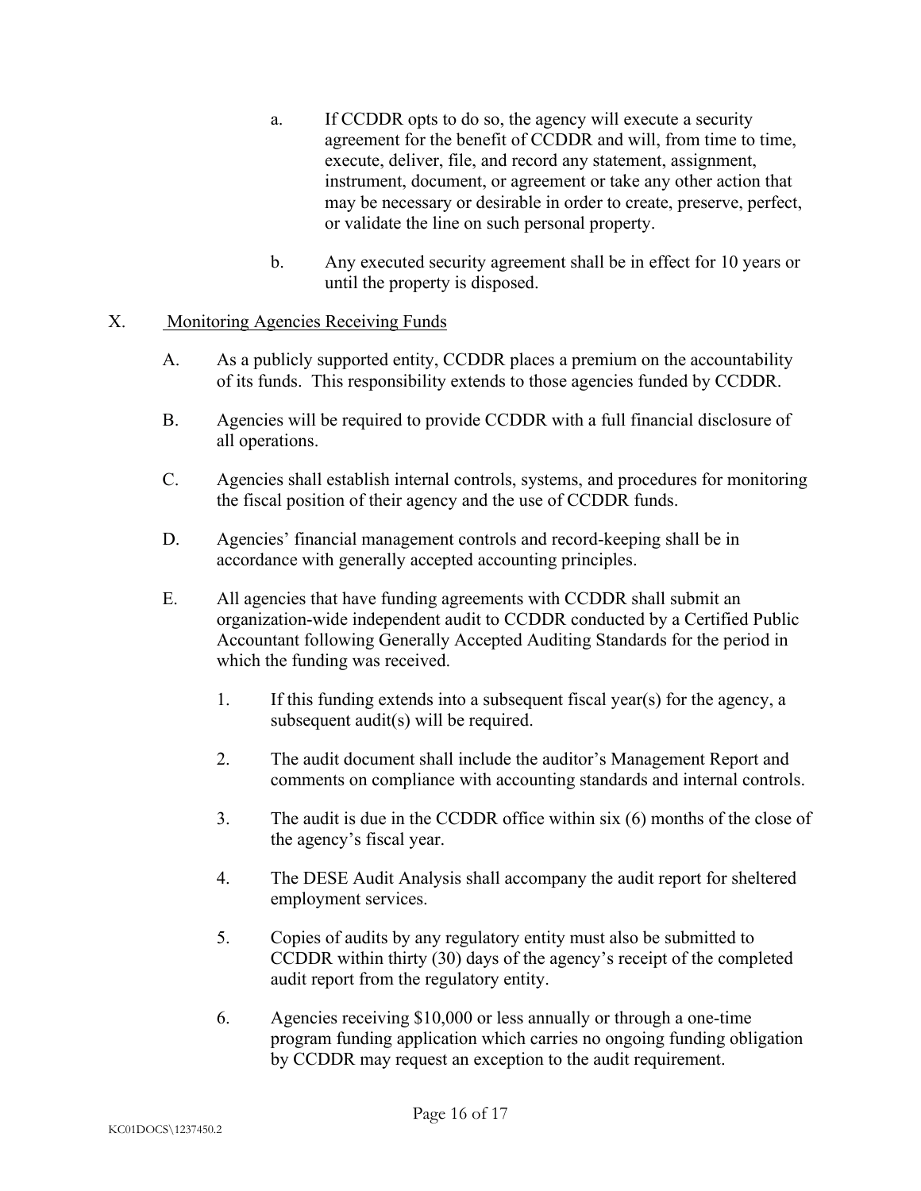a. If CCDDR opts to do so, the agency will execute a security agreement for the benefit of CCDDR and will, from time to time, execute, deliver, file, and record any statement, assignment, instrument, document, or agreement or take any other action that may be necessary or desirable in order to create, preserve, perfect, or validate the line on such personal property.

b. Any executed security agreement shall be in effect for 10 years or until the property is disposed.

X. Monitoring Agencies Receiving Funds

A. As a publicly supported entity, CCDDR places a premium on the accountability of its funds. This responsibility extends to those agencies funded by CCDDR.

B. Agencies will be required to provide CCDDR with a full financial disclosure of all operations.

C. Agencies shall establish internal controls, systems, and procedures for monitoring the fiscal position of their agency and the use of CCDDR funds.

D. Agencies' financial management controls and record-keeping shall be in accordance with generally accepted accounting principles.

E. All agencies that have funding agreements with CCDDR shall submit an organization-wide independent audit to CCDDR conducted by a Certified Public Accountant following Generally Accepted Auditing Standards for the period in which the funding was received.

1. If this funding extends into a subsequent fiscal year(s) for the agency, a subsequent audit(s) will be required.

2. The audit document shall include the auditor's Management Report and comments on compliance with accounting standards and internal controls.

3. The audit is due in the CCDDR office within six (6) months of the close of the agency's fiscal year.

4. The DESE Audit Analysis shall accompany the audit report for sheltered employment services.

5. Copies of audits by any regulatory entity must also be submitted to CCDDR within thirty (30) days of the agency's receipt of the completed audit report from the regulatory entity.

6. Agencies receiving $10,000 or less annually or through a one-time program funding application which carries no ongoing funding obligation by CCDDR may request an exception to the audit requirement.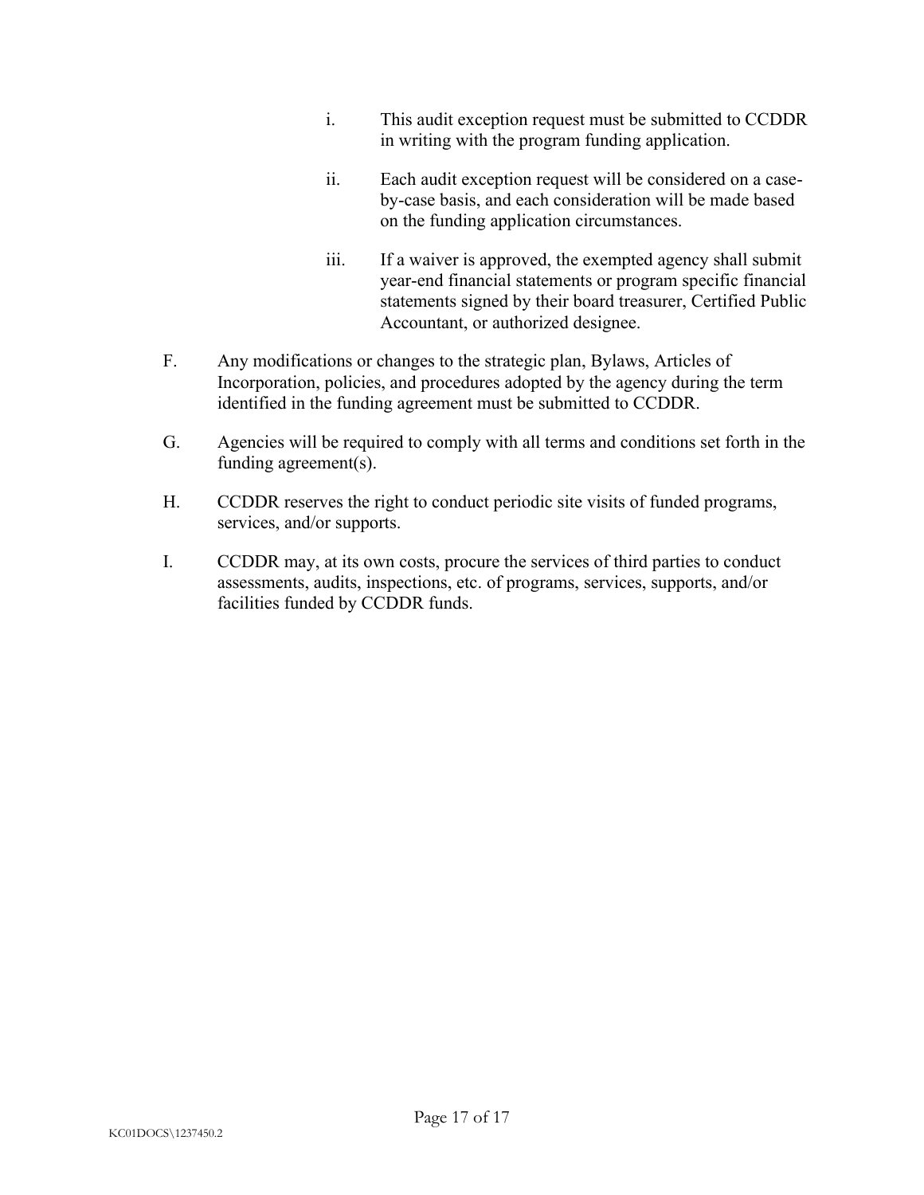i. This audit exception request must be submitted to CCDDR in writing with the program funding application.

ii. Each audit exception request will be considered on a case-by-case basis, and each consideration will be made based on the funding application circumstances.

iii. If a waiver is approved, the exempted agency shall submit year-end financial statements or program specific financial statements signed by their board treasurer, Certified Public Accountant, or authorized designee.

F. Any modifications or changes to the strategic plan, Bylaws, Articles of Incorporation, policies, and procedures adopted by the agency during the term identified in the funding agreement must be submitted to CCDDR.

G. Agencies will be required to comply with all terms and conditions set forth in the funding agreement(s).

H. CCDDR reserves the right to conduct periodic site visits of funded programs, services, and/or supports.

I. CCDDR may, at its own costs, procure the services of third parties to conduct assessments, audits, inspections, etc. of programs, services, supports, and/or facilities funded by CCDDR funds.

KC01DOCS\1237450.2